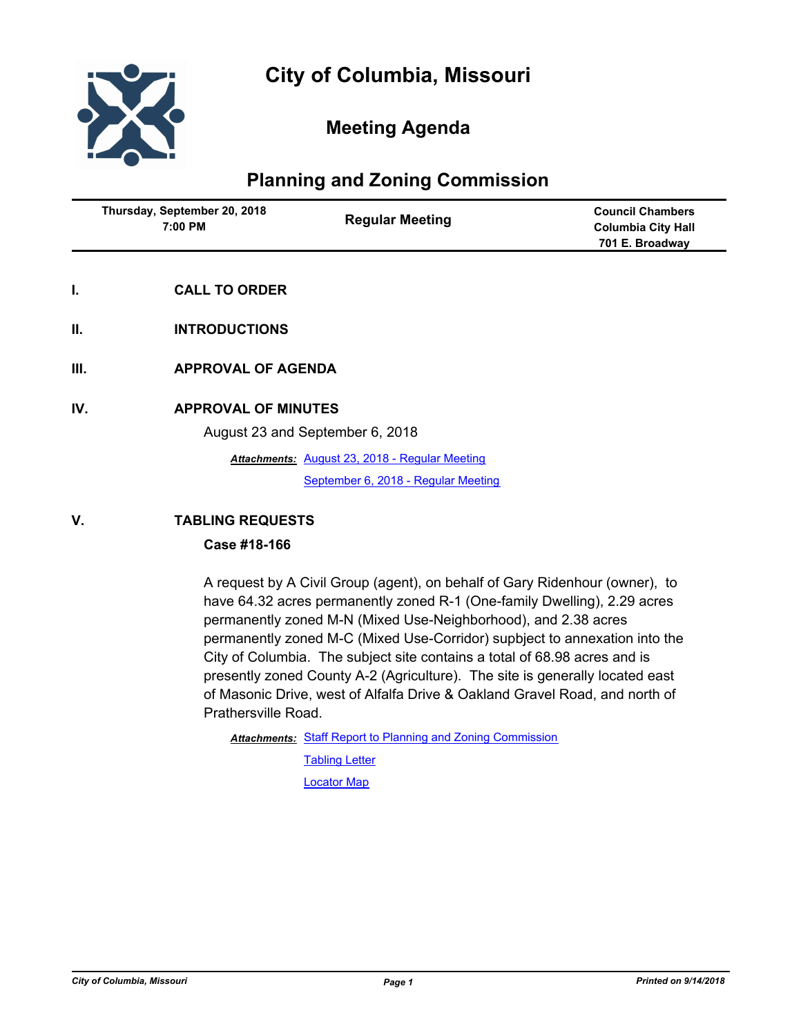# City of Columbia, Missouri

## Meeting Agenda

## Planning and Zoning Commission

| Thursday, September 20, 2018 7:00 PM | Regular Meeting | Council Chambers Columbia City Hall 701 E. Broadway |
|---|---|---|

**I. CALL TO ORDER**

**II. INTRODUCTIONS**

**III. APPROVAL OF AGENDA**

**IV. APPROVAL OF MINUTES**

August 23 and September 6, 2018

***Attachments:*** August 23, 2018 - Regular Meeting
September 6, 2018 - Regular Meeting

**V. TABLING REQUESTS**

**Case #18-166**

A request by A Civil Group (agent), on behalf of Gary Ridenhour (owner), to have 64.32 acres permanently zoned R-1 (One-family Dwelling), 2.29 acres permanently zoned M-N (Mixed Use-Neighborhood), and 2.38 acres permanently zoned M-C (Mixed Use-Corridor) supbject to annexation into the City of Columbia. The subject site contains a total of 68.98 acres and is presently zoned County A-2 (Agriculture). The site is generally located east of Masonic Drive, west of Alfalfa Drive & Oakland Gravel Road, and north of Prathersville Road.

***Attachments:*** Staff Report to Planning and Zoning Commission
Tabling Letter
Locator Map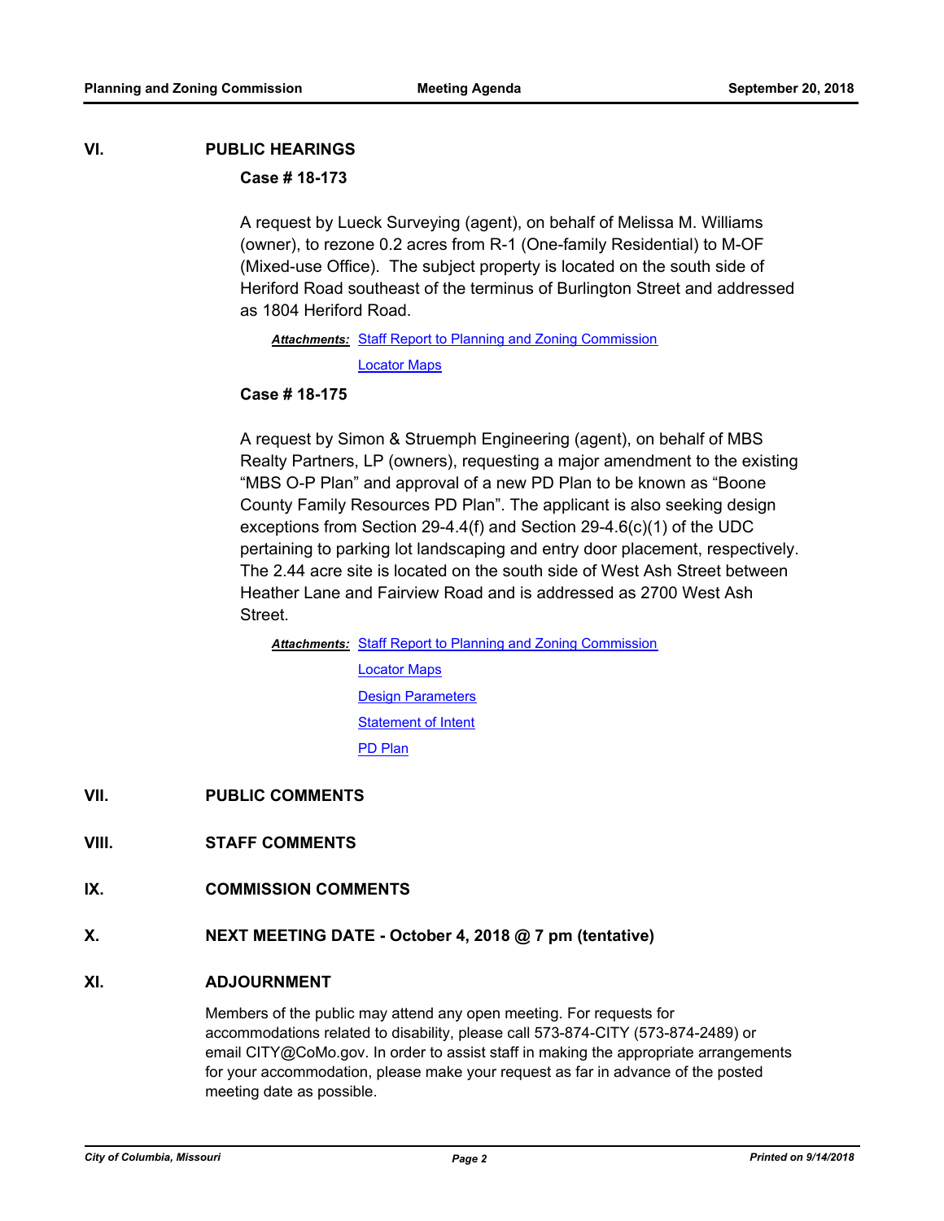## VI. PUBLIC HEARINGS

### Case # 18-173

A request by Lueck Surveying (agent), on behalf of Melissa M. Williams (owner), to rezone 0.2 acres from R-1 (One-family Residential) to M-OF (Mixed-use Office). The subject property is located on the south side of Heriford Road southeast of the terminus of Burlington Street and addressed as 1804 Heriford Road.

***Attachments:*** Staff Report to Planning and Zoning Commission
Locator Maps

### Case # 18-175

A request by Simon & Struemph Engineering (agent), on behalf of MBS Realty Partners, LP (owners), requesting a major amendment to the existing "MBS O-P Plan" and approval of a new PD Plan to be known as "Boone County Family Resources PD Plan". The applicant is also seeking design exceptions from Section 29-4.4(f) and Section 29-4.6(c)(1) of the UDC pertaining to parking lot landscaping and entry door placement, respectively. The 2.44 acre site is located on the south side of West Ash Street between Heather Lane and Fairview Road and is addressed as 2700 West Ash Street.

***Attachments:*** Staff Report to Planning and Zoning Commission
Locator Maps
Design Parameters
Statement of Intent
PD Plan

## VII. PUBLIC COMMENTS

## VIII. STAFF COMMENTS

## IX. COMMISSION COMMENTS

## X. NEXT MEETING DATE - October 4, 2018 @ 7 pm (tentative)

## XI. ADJOURNMENT

Members of the public may attend any open meeting. For requests for accommodations related to disability, please call 573-874-CITY (573-874-2489) or email CITY@CoMo.gov. In order to assist staff in making the appropriate arrangements for your accommodation, please make your request as far in advance of the posted meeting date as possible.